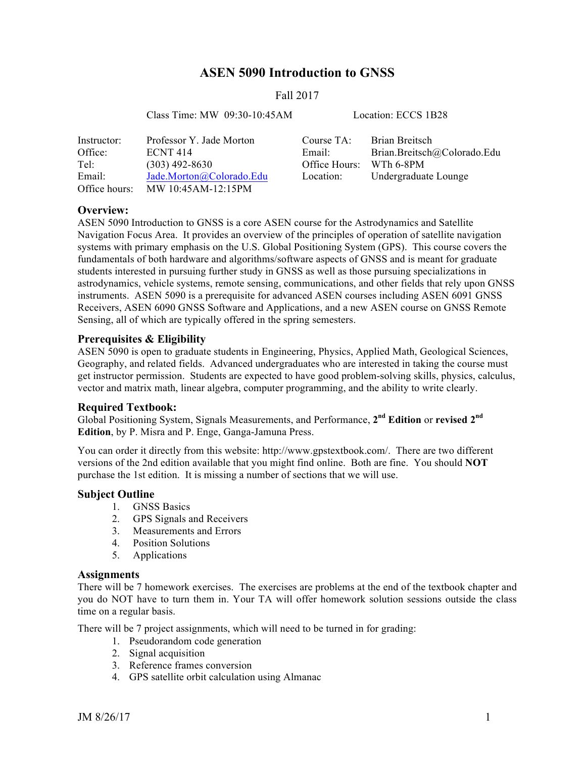# ASEN 5090 Introduction to GNSS

Fall 2017

Class Time: MW 09:30-10:45AM          Location: ECCS 1B28

| Instructor: | Professor Y. Jade Morton | Course TA: | Brian Breitsch |
|---|---|---|---|
| Office: | ECNT 414 | Email: | Brian.Breitsch@Colorado.Edu |
| Tel: | (303) 492-8630 | Office Hours: | WTh 6-8PM |
| Email: | Jade.Morton@Colorado.Edu | Location: | Undergraduate Lounge |
| Office hours: | MW 10:45AM-12:15PM | | |

## Overview:

ASEN 5090 Introduction to GNSS is a core ASEN course for the Astrodynamics and Satellite Navigation Focus Area. It provides an overview of the principles of operation of satellite navigation systems with primary emphasis on the U.S. Global Positioning System (GPS). This course covers the fundamentals of both hardware and algorithms/software aspects of GNSS and is meant for graduate students interested in pursuing further study in GNSS as well as those pursuing specializations in astrodynamics, vehicle systems, remote sensing, communications, and other fields that rely upon GNSS instruments. ASEN 5090 is a prerequisite for advanced ASEN courses including ASEN 6091 GNSS Receivers, ASEN 6090 GNSS Software and Applications, and a new ASEN course on GNSS Remote Sensing, all of which are typically offered in the spring semesters.

## Prerequisites & Eligibility

ASEN 5090 is open to graduate students in Engineering, Physics, Applied Math, Geological Sciences, Geography, and related fields. Advanced undergraduates who are interested in taking the course must get instructor permission. Students are expected to have good problem-solving skills, physics, calculus, vector and matrix math, linear algebra, computer programming, and the ability to write clearly.

## Required Textbook:

Global Positioning System, Signals Measurements, and Performance, **2nd Edition** or **revised 2nd Edition**, by P. Misra and P. Enge, Ganga-Jamuna Press.

You can order it directly from this website: http://www.gpstextbook.com/. There are two different versions of the 2nd edition available that you might find online. Both are fine. You should **NOT** purchase the 1st edition. It is missing a number of sections that we will use.

## Subject Outline

1. GNSS Basics
2. GPS Signals and Receivers
3. Measurements and Errors
4. Position Solutions
5. Applications

## Assignments

There will be 7 homework exercises. The exercises are problems at the end of the textbook chapter and you do NOT have to turn them in. Your TA will offer homework solution sessions outside the class time on a regular basis.

There will be 7 project assignments, which will need to be turned in for grading:

1. Pseudorandom code generation
2. Signal acquisition
3. Reference frames conversion
4. GPS satellite orbit calculation using Almanac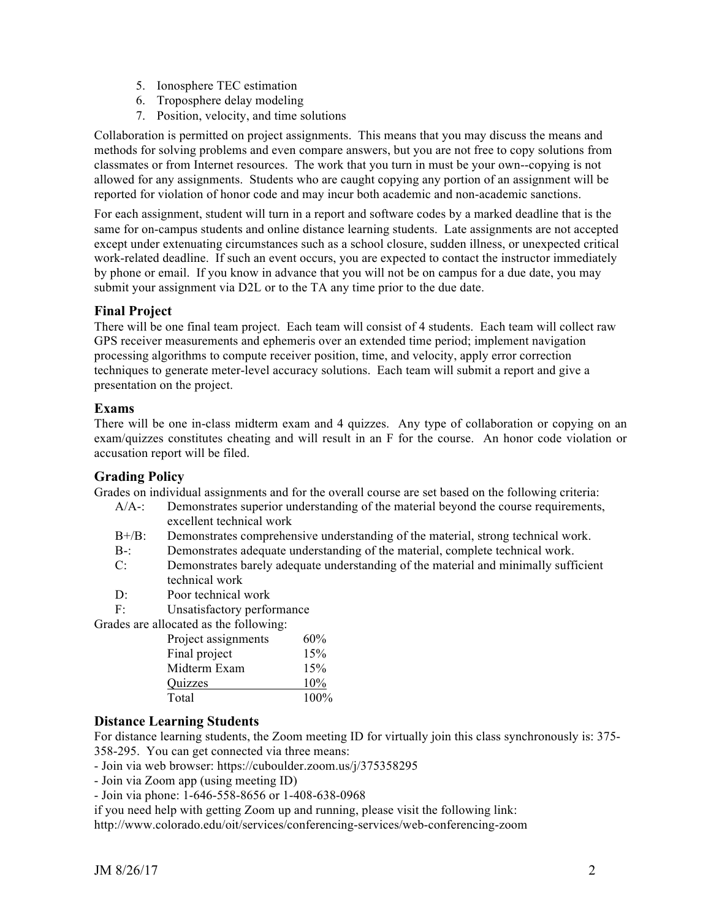5. Ionosphere TEC estimation
6. Troposphere delay modeling
7. Position, velocity, and time solutions

Collaboration is permitted on project assignments. This means that you may discuss the means and methods for solving problems and even compare answers, but you are not free to copy solutions from classmates or from Internet resources. The work that you turn in must be your own--copying is not allowed for any assignments. Students who are caught copying any portion of an assignment will be reported for violation of honor code and may incur both academic and non-academic sanctions.

For each assignment, student will turn in a report and software codes by a marked deadline that is the same for on-campus students and online distance learning students. Late assignments are not accepted except under extenuating circumstances such as a school closure, sudden illness, or unexpected critical work-related deadline. If such an event occurs, you are expected to contact the instructor immediately by phone or email. If you know in advance that you will not be on campus for a due date, you may submit your assignment via D2L or to the TA any time prior to the due date.

### Final Project

There will be one final team project. Each team will consist of 4 students. Each team will collect raw GPS receiver measurements and ephemeris over an extended time period; implement navigation processing algorithms to compute receiver position, time, and velocity, apply error correction techniques to generate meter-level accuracy solutions. Each team will submit a report and give a presentation on the project.

### Exams

There will be one in-class midterm exam and 4 quizzes. Any type of collaboration or copying on an exam/quizzes constitutes cheating and will result in an F for the course. An honor code violation or accusation report will be filed.

### Grading Policy

Grades on individual assignments and for the overall course are set based on the following criteria:

- A/A-: Demonstrates superior understanding of the material beyond the course requirements, excellent technical work
- B+/B: Demonstrates comprehensive understanding of the material, strong technical work.
- B-: Demonstrates adequate understanding of the material, complete technical work.
- C: Demonstrates barely adequate understanding of the material and minimally sufficient technical work
- D: Poor technical work
- F: Unsatisfactory performance

Grades are allocated as the following:

| | |
|---|---|
| Project assignments | 60% |
| Final project | 15% |
| Midterm Exam | 15% |
| Quizzes | 10% |
| Total | 100% |

### Distance Learning Students

For distance learning students, the Zoom meeting ID for virtually join this class synchronously is: 375-358-295. You can get connected via three means:

- Join via web browser: https://cuboulder.zoom.us/j/375358295
- Join via Zoom app (using meeting ID)
- Join via phone: 1-646-558-8656 or 1-408-638-0968

if you need help with getting Zoom up and running, please visit the following link: http://www.colorado.edu/oit/services/conferencing-services/web-conferencing-zoom

JM 8/26/17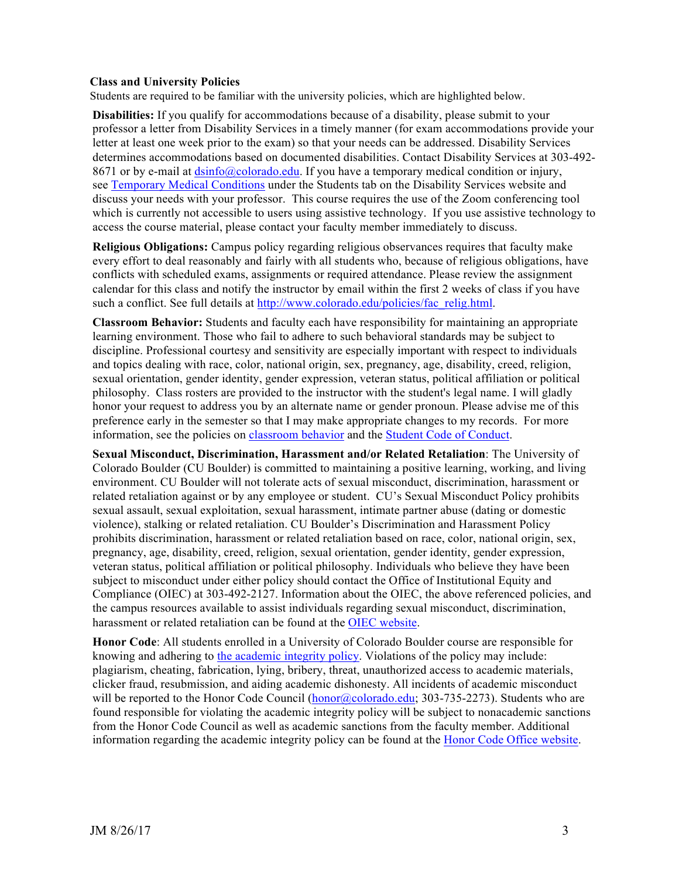### Class and University Policies

Students are required to be familiar with the university policies, which are highlighted below.

**Disabilities:** If you qualify for accommodations because of a disability, please submit to your professor a letter from Disability Services in a timely manner (for exam accommodations provide your letter at least one week prior to the exam) so that your needs can be addressed. Disability Services determines accommodations based on documented disabilities. Contact Disability Services at 303-492-8671 or by e-mail at dsinfo@colorado.edu. If you have a temporary medical condition or injury, see Temporary Medical Conditions under the Students tab on the Disability Services website and discuss your needs with your professor. This course requires the use of the Zoom conferencing tool which is currently not accessible to users using assistive technology. If you use assistive technology to access the course material, please contact your faculty member immediately to discuss.

**Religious Obligations:** Campus policy regarding religious observances requires that faculty make every effort to deal reasonably and fairly with all students who, because of religious obligations, have conflicts with scheduled exams, assignments or required attendance. Please review the assignment calendar for this class and notify the instructor by email within the first 2 weeks of class if you have such a conflict. See full details at http://www.colorado.edu/policies/fac_relig.html.

**Classroom Behavior:** Students and faculty each have responsibility for maintaining an appropriate learning environment. Those who fail to adhere to such behavioral standards may be subject to discipline. Professional courtesy and sensitivity are especially important with respect to individuals and topics dealing with race, color, national origin, sex, pregnancy, age, disability, creed, religion, sexual orientation, gender identity, gender expression, veteran status, political affiliation or political philosophy. Class rosters are provided to the instructor with the student's legal name. I will gladly honor your request to address you by an alternate name or gender pronoun. Please advise me of this preference early in the semester so that I may make appropriate changes to my records. For more information, see the policies on classroom behavior and the Student Code of Conduct.

**Sexual Misconduct, Discrimination, Harassment and/or Related Retaliation**: The University of Colorado Boulder (CU Boulder) is committed to maintaining a positive learning, working, and living environment. CU Boulder will not tolerate acts of sexual misconduct, discrimination, harassment or related retaliation against or by any employee or student. CU's Sexual Misconduct Policy prohibits sexual assault, sexual exploitation, sexual harassment, intimate partner abuse (dating or domestic violence), stalking or related retaliation. CU Boulder's Discrimination and Harassment Policy prohibits discrimination, harassment or related retaliation based on race, color, national origin, sex, pregnancy, age, disability, creed, religion, sexual orientation, gender identity, gender expression, veteran status, political affiliation or political philosophy. Individuals who believe they have been subject to misconduct under either policy should contact the Office of Institutional Equity and Compliance (OIEC) at 303-492-2127. Information about the OIEC, the above referenced policies, and the campus resources available to assist individuals regarding sexual misconduct, discrimination, harassment or related retaliation can be found at the OIEC website.

**Honor Code**: All students enrolled in a University of Colorado Boulder course are responsible for knowing and adhering to the academic integrity policy. Violations of the policy may include: plagiarism, cheating, fabrication, lying, bribery, threat, unauthorized access to academic materials, clicker fraud, resubmission, and aiding academic dishonesty. All incidents of academic misconduct will be reported to the Honor Code Council (honor@colorado.edu; 303-735-2273). Students who are found responsible for violating the academic integrity policy will be subject to nonacademic sanctions from the Honor Code Council as well as academic sanctions from the faculty member. Additional information regarding the academic integrity policy can be found at the Honor Code Office website.